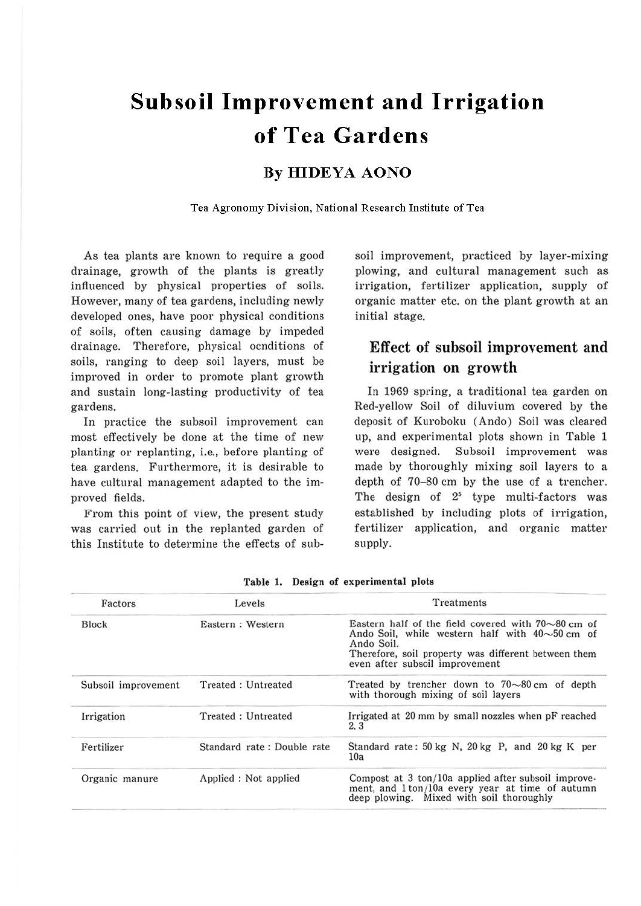# Subsoil Improvement and Irrigation of Tea Gardens

## By HIDEYA AONO

Tea Agronomy Division, National Research Institute of Tea

As tea plants are known to require a good drainage, growth of the plants is greatly influenced by physical properties of soils. However, many of tea gardens, including newly developed ones, have poor physical conditions of soils, often causing damage by impeded drainage. Therefore, physical ocnditions of soils, ranging to deep soil layers, must be improved in order to promote plant growth and sustain long-lasting productivity of tea gardens.

In practice the subsoil improvement can most effectively be done at the time of new planting or replanting, i.e., before planting of tea gardens. Furthermore, it is desirable to have cultural management adapted to the improved fields.

From this point of view, the present study was carried out in the replanted garden of this Institute to determine the effects of subsoil improvement, practiced by layer-mixing plowing, and cultural management such as irrigation, fertilizer application, supply of organic matter etc. on the plant growth at an initial stage.

## Effect of subsoil improvement and irrigation on growth

In 1969 spring, a traditional tea garden on Red-yellow Soil of diluvium covered by the deposit of Kuroboku (Ando) Soil was cleared up, and experimental plots shown in Table 1 were designed. Subsoil improvement was made by thoroughly mixing soil layers to a depth of 70–80 cm by the use of a trencher. The design of $2^5$ type multi-factors was established by including plots of irrigation, fertilizer application, and organic matter supply.

**Table 1. Design of experimental plots**

| Factors | Levels | Treatments |
|---|---|---|
| Block | Eastern : Western | Eastern half of the field covered with 70~80 cm of Ando Soil, while western half with 40~50 cm of Ando Soil. Therefore, soil property was different between them even after subsoil improvement |
| Subsoil improvement | Treated : Untreated | Treated by trencher down to 70~80 cm of depth with thorough mixing of soil layers |
| Irrigation | Treated : Untreated | Irrigated at 20 mm by small nozzles when pF reached 2.3 |
| Fertilizer | Standard rate : Double rate | Standard rate: 50 kg N, 20 kg P, and 20 kg K per 10a |
| Organic manure | Applied : Not applied | Compost at 3 ton/10a applied after subsoil improvement, and 1 ton/10a every year at time of autumn deep plowing. Mixed with soil thoroughly |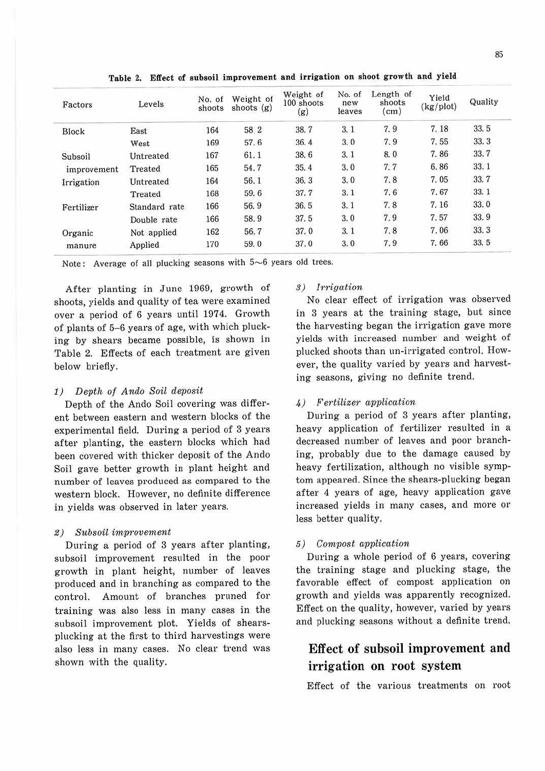Table 2. Effect of subsoil improvement and irrigation on shoot growth and yield

| Factors | Levels | No. of shoots | Weight of shoots (g) | Weight of 100 shoots (g) | No. of new leaves | Length of shoots (cm) | Yield (kg/plot) | Quality |
|---|---|---|---|---|---|---|---|---|
| Block | East | 164 | 58.2 | 38.7 | 3.1 | 7.9 | 7.18 | 33.5 |
| | West | 169 | 57.6 | 36.4 | 3.0 | 7.9 | 7.55 | 33.3 |
| Subsoil improvement | Untreated | 167 | 61.1 | 38.6 | 3.1 | 8.0 | 7.86 | 33.7 |
| | Treated | 165 | 54.7 | 35.4 | 3.0 | 7.7 | 6.86 | 33.1 |
| Irrigation | Untreated | 164 | 56.1 | 36.3 | 3.0 | 7.8 | 7.05 | 33.7 |
| | Treated | 168 | 59.6 | 37.7 | 3.1 | 7.6 | 7.67 | 33.1 |
| Fertilizer | Standard rate | 166 | 56.9 | 36.5 | 3.1 | 7.8 | 7.16 | 33.0 |
| | Double rate | 166 | 58.9 | 37.5 | 3.0 | 7.9 | 7.57 | 33.9 |
| Organic manure | Not applied | 162 | 56.7 | 37.0 | 3.1 | 7.8 | 7.06 | 33.3 |
| | Applied | 170 | 59.0 | 37.0 | 3.0 | 7.9 | 7.66 | 33.5 |

Note: Average of all plucking seasons with 5~6 years old trees.

After planting in June 1969, growth of shoots, yields and quality of tea were examined over a period of 6 years until 1974. Growth of plants of 5–6 years of age, with which plucking by shears became possible, is shown in Table 2. Effects of each treatment are given below briefly.

*1) Depth of Ando Soil deposit*

Depth of the Ando Soil covering was different between eastern and western blocks of the experimental field. During a period of 3 years after planting, the eastern blocks which had been covered with thicker deposit of the Ando Soil gave better growth in plant height and number of leaves produced as compared to the western block. However, no definite difference in yields was observed in later years.

*2) Subsoil improvement*

During a period of 3 years after planting, subsoil improvement resulted in the poor growth in plant height, number of leaves produced and in branching as compared to the control. Amount of branches pruned for training was also less in many cases in the subsoil improvement plot. Yields of shears-plucking at the first to third harvestings were also less in many cases. No clear trend was shown with the quality.

*3) Irrigation*

No clear effect of irrigation was observed in 3 years at the training stage, but since the harvesting began the irrigation gave more yields with increased number and weight of plucked shoots than un-irrigated control. However, the quality varied by years and harvesting seasons, giving no definite trend.

*4) Fertilizer application*

During a period of 3 years after planting, heavy application of fertilizer resulted in a decreased number of leaves and poor branching, probably due to the damage caused by heavy fertilization, although no visible symptom appeared. Since the shears-plucking began after 4 years of age, heavy application gave increased yields in many cases, and more or less better quality.

*5) Compost application*

During a whole period of 6 years, covering the training stage and plucking stage, the favorable effect of compost application on growth and yields was apparently recognized. Effect on the quality, however, varied by years and plucking seasons without a definite trend.

## Effect of subsoil improvement and irrigation on root system

Effect of the various treatments on root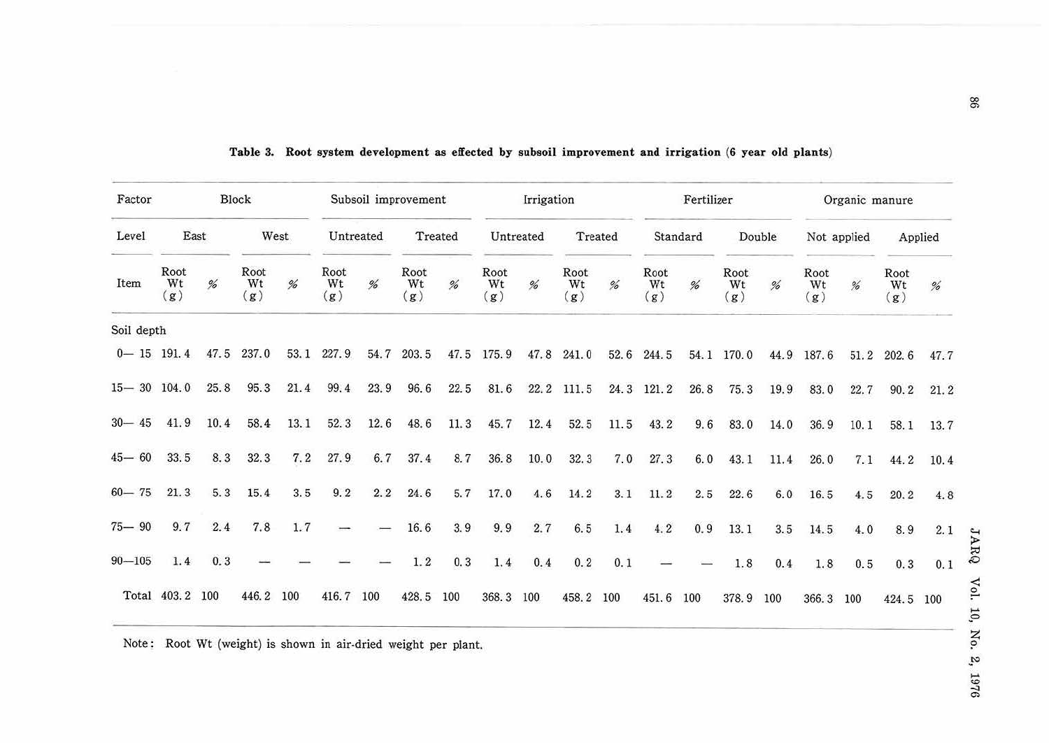**Table 3. Root system development as effected by subsoil improvement and irrigation (6 year old plants)**

| Factor | Block | | | | Subsoil improvement | | | | Irrigation | | | | Fertilizer | | | | Organic manure | | | |
|---|---|---|---|---|---|---|---|---|---|---|---|---|---|---|---|---|---|---|---|---|
| Level | East | | West | | Untreated | | Treated | | Untreated | | Treated | | Standard | | Double | | Not applied | | Applied | |
| Item | Root Wt (g) | % | Root Wt (g) | % | Root Wt (g) | % | Root Wt (g) | % | Root Wt (g) | % | Root Wt (g) | % | Root Wt (g) | % | Root Wt (g) | % | Root Wt (g) | % | Root Wt (g) | % |
| Soil depth | | | | | | | | | | | | | | | | | | | | |
| 0—15 | 191.4 | 47.5 | 237.0 | 53.1 | 227.9 | 54.7 | 203.5 | 47.5 | 175.9 | 47.8 | 241.0 | 52.6 | 244.5 | 54.1 | 170.0 | 44.9 | 187.6 | 51.2 | 202.6 | 47.7 |
| 15—30 | 104.0 | 25.8 | 95.3 | 21.4 | 99.4 | 23.9 | 96.6 | 22.5 | 81.6 | 22.2 | 111.5 | 24.3 | 121.2 | 26.8 | 75.3 | 19.9 | 83.0 | 22.7 | 90.2 | 21.2 |
| 30—45 | 41.9 | 10.4 | 58.4 | 13.1 | 52.3 | 12.6 | 48.6 | 11.3 | 45.7 | 12.4 | 52.5 | 11.5 | 43.2 | 9.6 | 83.0 | 14.0 | 36.9 | 10.1 | 58.1 | 13.7 |
| 45—60 | 33.5 | 8.3 | 32.3 | 7.2 | 27.9 | 6.7 | 37.4 | 8.7 | 36.8 | 10.0 | 32.3 | 7.0 | 27.3 | 6.0 | 43.1 | 11.4 | 26.0 | 7.1 | 44.2 | 10.4 |
| 60—75 | 21.3 | 5.3 | 15.4 | 3.5 | 9.2 | 2.2 | 24.6 | 5.7 | 17.0 | 4.6 | 14.2 | 3.1 | 11.2 | 2.5 | 22.6 | 6.0 | 16.5 | 4.5 | 20.2 | 4.8 |
| 75—90 | 9.7 | 2.4 | 7.8 | 1.7 | — | — | 16.6 | 3.9 | 9.9 | 2.7 | 6.5 | 1.4 | 4.2 | 0.9 | 13.1 | 3.5 | 14.5 | 4.0 | 8.9 | 2.1 |
| 90—105 | 1.4 | 0.3 | — | — | — | — | 1.2 | 0.3 | 1.4 | 0.4 | 0.2 | 0.1 | — | — | 1.8 | 0.4 | 1.8 | 0.5 | 0.3 | 0.1 |
| Total | 403.2 | 100 | 446.2 | 100 | 416.7 | 100 | 428.5 | 100 | 368.3 | 100 | 458.2 | 100 | 451.6 | 100 | 378.9 | 100 | 366.3 | 100 | 424.5 | 100 |

Note: Root Wt (weight) is shown in air-dried weight per plant.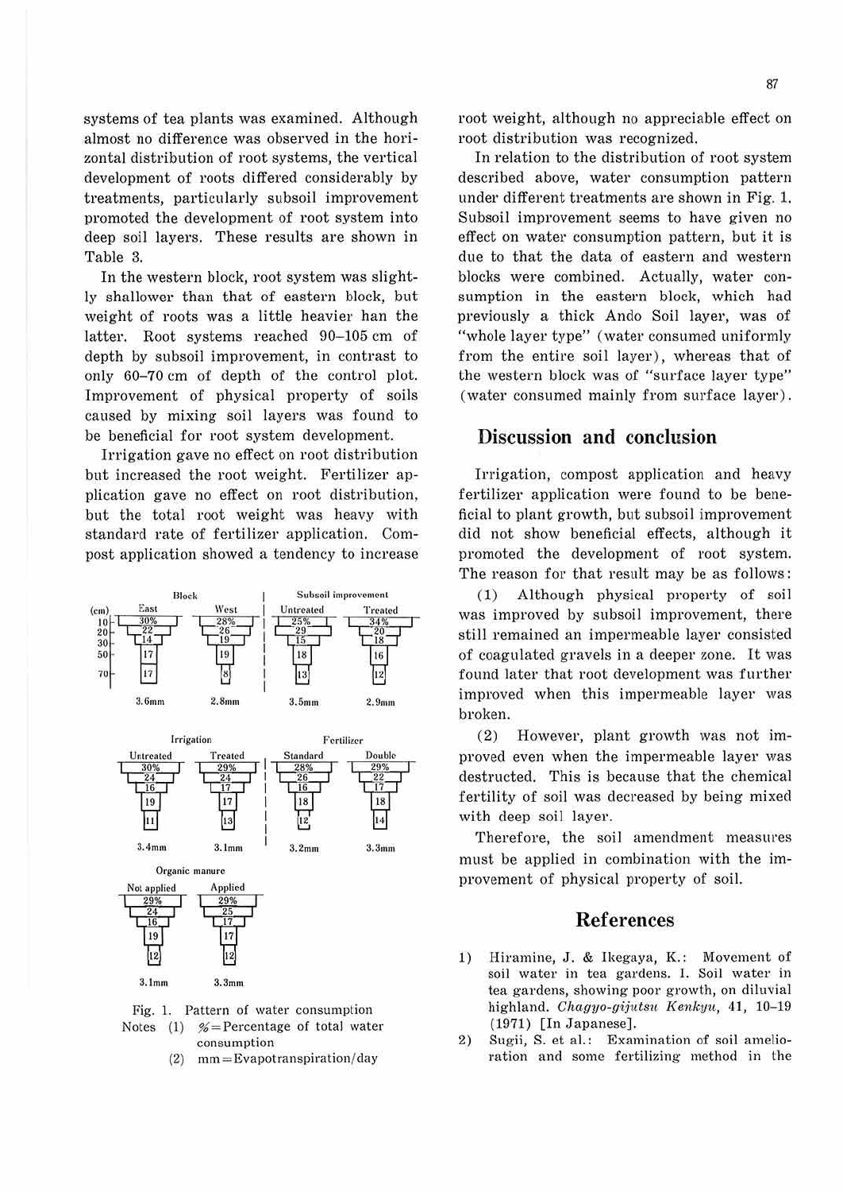systems of tea plants was examined. Although almost no difference was observed in the horizontal distribution of root systems, the vertical development of roots differed considerably by treatments, particularly subsoil improvement promoted the development of root system into deep soil layers. These results are shown in Table 3.

In the western block, root system was slightly shallower than that of eastern block, but weight of roots was a little heavier han the latter. Root systems reached 90–105 cm of depth by subsoil improvement, in contrast to only 60–70 cm of depth of the control plot. Improvement of physical property of soils caused by mixing soil layers was found to be beneficial for root system development.

Irrigation gave no effect on root distribution but increased the root weight. Fertilizer application gave no effect on root distribution, but the total root weight was heavy with standard rate of fertilizer application. Compost application showed a tendency to increase root weight, although no appreciable effect on root distribution was recognized.

In relation to the distribution of root system described above, water consumption pattern under different treatments are shown in Fig. 1. Subsoil improvement seems to have given no effect on water consumption pattern, but it is due to that the data of eastern and western blocks were combined. Actually, water consumption in the eastern block, which had previously a thick Ando Soil layer, was of "whole layer type" (water consumed uniformly from the entire soil layer), whereas that of the western block was of "surface layer type" (water consumed mainly from surface layer).

| Depth (cm) | Block: East | Block: West | Subsoil improvement: Untreated | Subsoil improvement: Treated |
|---|---|---|---|---|
| 10 | 30% | 28% | 25% | 34% |
| 20 | 22 | 26 | 29 | 20 |
| 30 | 14 | 19 | 15 | 18 |
| 50 | 17 | 19 | 18 | 16 |
| 70 | 17 | 8 | 13 | 12 |
| | 3.6mm | 2.8mm | 3.5mm | 2.9mm |

| Depth (cm) | Irrigation: Untreated | Irrigation: Treated | Fertilizer: Standard | Fertilizer: Double | Organic manure: Not applied | Organic manure: Applied |
|---|---|---|---|---|---|---|
| 10 | 30% | 29% | 28% | 29% | 29% | 29% |
| 20 | 24 | 24 | 26 | 22 | 24 | 25 |
| 30 | 16 | 17 | 16 | 17 | 16 | 17 |
| 50 | 19 | 17 | 18 | 18 | 19 | 17 |
| 70 | 11 | 13 | 12 | 14 | 12 | 12 |
| | 3.4mm | 3.1mm | 3.2mm | 3.3mm | 3.1mm | 3.3mm |

Fig. 1. Pattern of water consumption
Notes (1) %=Percentage of total water consumption
(2) mm=Evapotranspiration/day

## Discussion and conclusion

Irrigation, compost application and heavy fertilizer application were found to be beneficial to plant growth, but subsoil improvement did not show beneficial effects, although it promoted the development of root system. The reason for that result may be as follows:

(1) Although physical property of soil was improved by subsoil improvement, there still remained an impermeable layer consisted of coagulated gravels in a deeper zone. It was found later that root development was further improved when this impermeable layer was broken.

(2) However, plant growth was not improved even when the impermeable layer was destructed. This is because that the chemical fertility of soil was decreased by being mixed with deep soil layer.

Therefore, the soil amendment measures must be applied in combination with the improvement of physical property of soil.

## References

1) Hiramine, J. & Ikegaya, K.: Movement of soil water in tea gardens. 1. Soil water in tea gardens, showing poor growth, on diluvial highland. *Chagyo-gijutsu Kenkyu*, 41, 10–19 (1971) [In Japanese].
2) Sugii, S. et al.: Examination of soil amelioration and some fertilizing method in the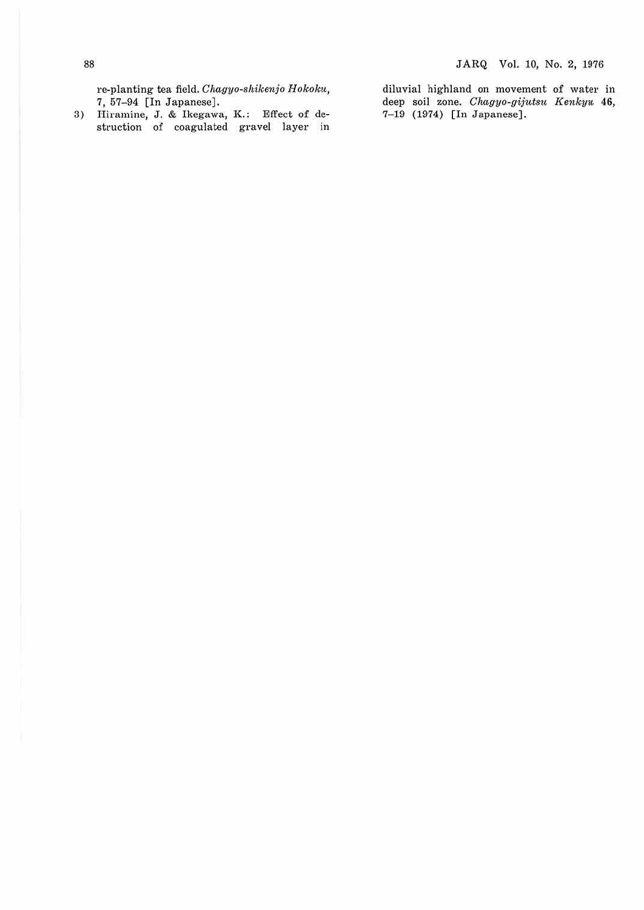re-planting tea field. *Chagyo-shikenjo Hokoku*, 7, 57–94 [In Japanese].

3) Hiramine, J. & Ikegawa, K.: Effect of destruction of coagulated gravel layer in diluvial highland on movement of water in deep soil zone. *Chagyo-gijutsu Kenkyu* **46**, 7–19 (1974) [In Japanese].